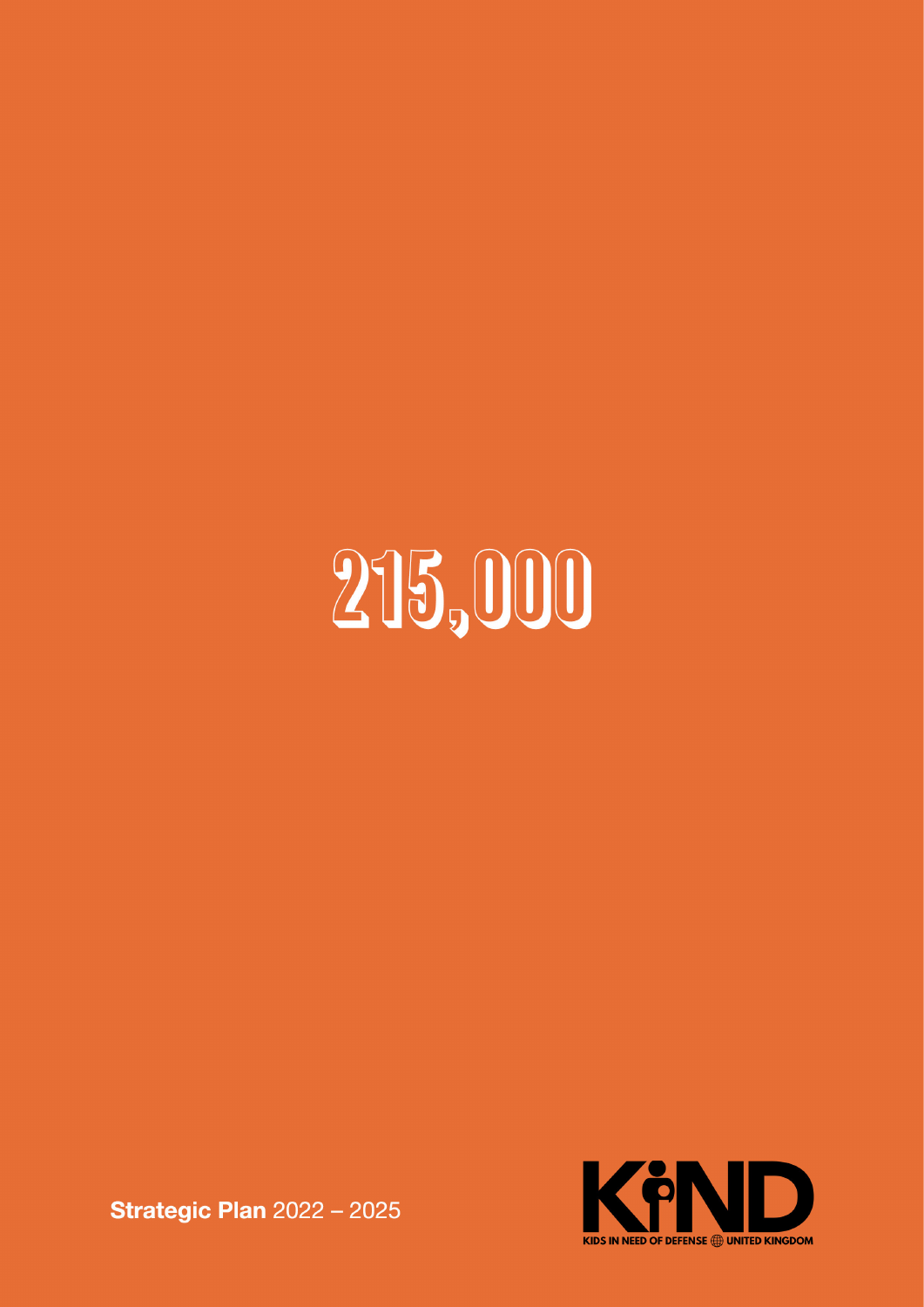# 215,000

**Strategic Plan** 2022 – 2025

KIND

KIDS IN NEED OF DEFENSE UNITED KINGDOM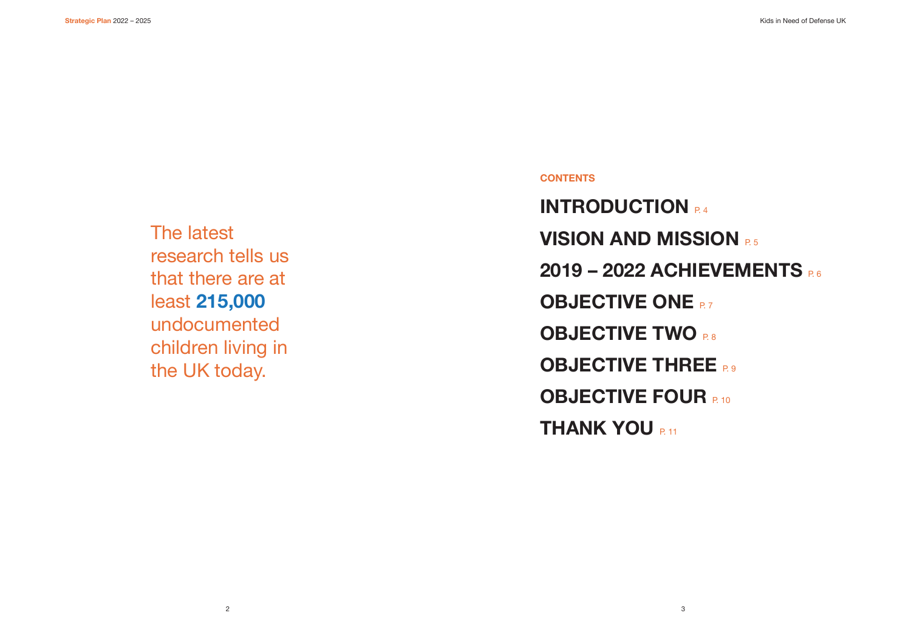The latest research tells us that there are at least **215,000** undocumented children living in the UK today.

## CONTENTS

**INTRODUCTION** P. 4

**VISION AND MISSION** P. 5

**2019 – 2022 ACHIEVEMENTS** P. 6

**OBJECTIVE ONE** P. 7

**OBJECTIVE TWO** P. 8

**OBJECTIVE THREE** P. 9

**OBJECTIVE FOUR** P. 10

**THANK YOU** P. 11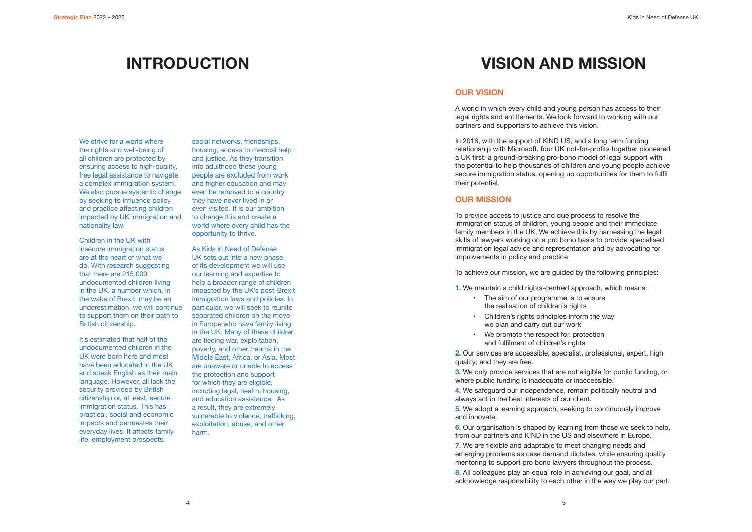# INTRODUCTION

We strive for a world where the rights and well-being of all children are protected by ensuring access to high-quality, free legal assistance to navigate a complex immigration system. We also pursue systemic change by seeking to influence policy and practice affecting children impacted by UK immigration and nationality law.

Children in the UK with insecure immigration status are at the heart of what we do. With research suggesting that there are 215,000 undocumented children living in the UK, a number which, in the wake of Brexit, may be an underestimation, we will continue to support them on their path to British citizenship.

It's estimated that half of the undocumented children in the UK were born here and most have been educated in the UK and speak English as their main language. However, all lack the security provided by British citizenship or, at least, secure immigration status. This has practical, social and economic impacts and permeates their everyday lives. It affects family life, employment prospects, social networks, friendships, housing, access to medical help and justice. As they transition into adulthood these young people are excluded from work and higher education and may even be removed to a country they have never lived in or even visited. It is our ambition to change this and create a world where every child has the opportunity to thrive.

As Kids in Need of Defense UK sets out into a new phase of its development we will use our learning and expertise to help a broader range of children impacted by the UK's post-Brexit immigration laws and policies. In particular, we will seek to reunite separated children on the move in Europe who have family living in the UK. Many of these children are fleeing war, exploitation, poverty, and other trauma in the Middle East, Africa, or Asia. Most are unaware or unable to access the protection and support for which they are eligible, including legal, health, housing, and education assistance. As a result, they are extremely vulnerable to violence, trafficking, exploitation, abuse, and other harm.

# VISION AND MISSION

## OUR VISION

A world in which every child and young person has access to their legal rights and entitlements. We look forward to working with our partners and supporters to achieve this vision.

In 2016, with the support of KIND US, and a long term funding relationship with Microsoft, four UK not-for-profits together pioneered a UK first: a ground-breaking pro-bono model of legal support with the potential to help thousands of children and young people achieve secure immigration status, opening up opportunities for them to fulfil their potential.

## OUR MISSION

To provide access to justice and due process to resolve the immigration status of children, young people and their immediate family members in the UK. We achieve this by harnessing the legal skills of lawyers working on a pro bono basis to provide specialised immigration legal advice and representation and by advocating for improvements in policy and practice

To achieve our mission, we are guided by the following principles:

1. We maintain a child rights-centred approach, which means:
    - The aim of our programme is to ensure the realisation of children's rights
    - Children's rights principles inform the way we plan and carry out our work
    - We promote the respect for, protection and fulfilment of children's rights
2. Our services are accessible, specialist, professional, expert, high quality; and they are free.
3. We only provide services that are not eligible for public funding, or where public funding is inadequate or inaccessible.
4. We safeguard our independence, remain politically neutral and always act in the best interests of our client.
5. We adopt a learning approach, seeking to continuously improve and innovate.
6. Our organisation is shaped by learning from those we seek to help, from our partners and KIND in the US and elsewhere in Europe.
7. We are flexible and adaptable to meet changing needs and emerging problems as case demand dictates, while ensuring quality mentoring to support pro bono lawyers throughout the process.
8. All colleagues play an equal role in achieving our goal, and all acknowledge responsibility to each other in the way we play our part.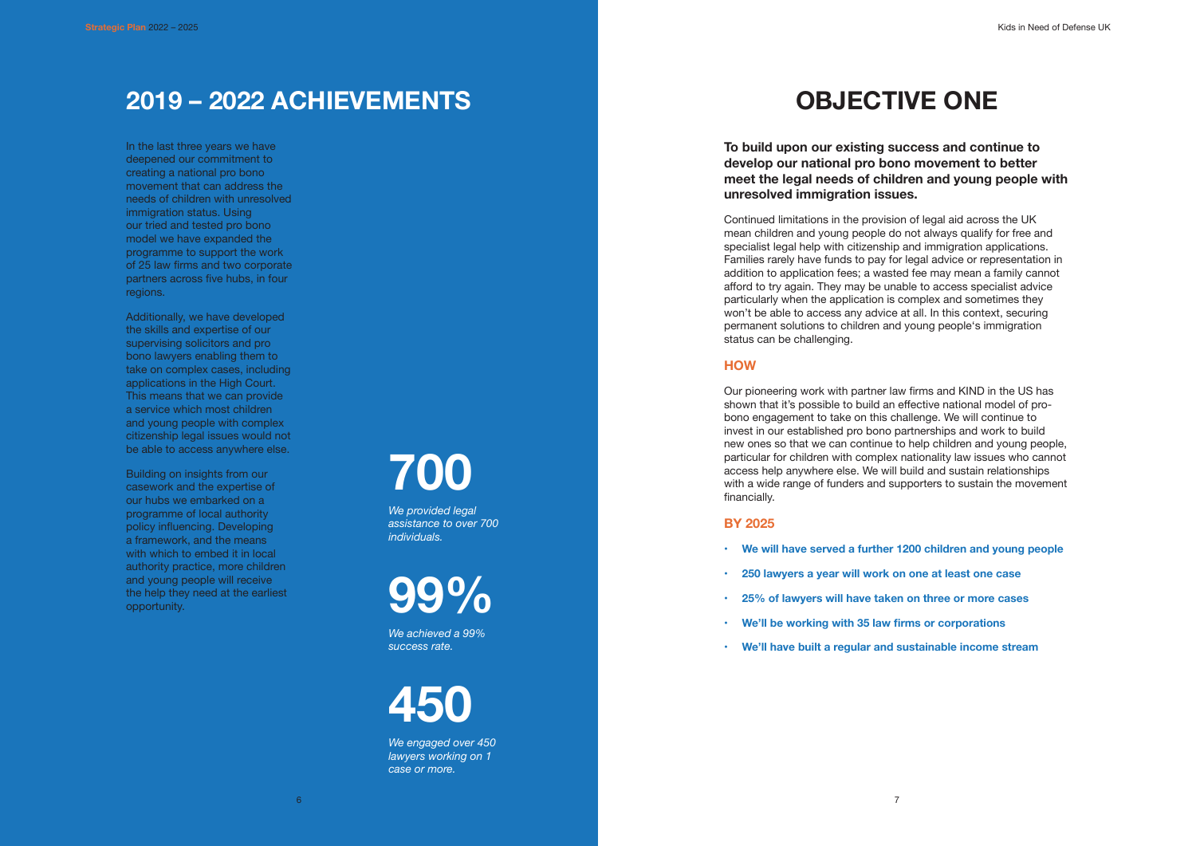## 2019 – 2022 ACHIEVEMENTS

In the last three years we have deepened our commitment to creating a national pro bono movement that can address the needs of children with unresolved immigration status. Using our tried and tested pro bono model we have expanded the programme to support the work of 25 law firms and two corporate partners across five hubs, in four regions.

Additionally, we have developed the skills and expertise of our supervising solicitors and pro bono lawyers enabling them to take on complex cases, including applications in the High Court. This means that we can provide a service which most children and young people with complex citizenship legal issues would not be able to access anywhere else.

Building on insights from our casework and the expertise of our hubs we embarked on a programme of local authority policy influencing. Developing a framework, and the means with which to embed it in local authority practice, more children and young people will receive the help they need at the earliest opportunity.

**700**

*We provided legal assistance to over 700 individuals.*

**99%**

*We achieved a 99% success rate.*

**450**

*We engaged over 450 lawyers working on 1 case or more.*

## OBJECTIVE ONE

**To build upon our existing success and continue to develop our national pro bono movement to better meet the legal needs of children and young people with unresolved immigration issues.**

Continued limitations in the provision of legal aid across the UK mean children and young people do not always qualify for free and specialist legal help with citizenship and immigration applications. Families rarely have funds to pay for legal advice or representation in addition to application fees; a wasted fee may mean a family cannot afford to try again. They may be unable to access specialist advice particularly when the application is complex and sometimes they won't be able to access any advice at all. In this context, securing permanent solutions to children and young people's immigration status can be challenging.

### HOW

Our pioneering work with partner law firms and KIND in the US has shown that it's possible to build an effective national model of pro-bono engagement to take on this challenge. We will continue to invest in our established pro bono partnerships and work to build new ones so that we can continue to help children and young people, particular for children with complex nationality law issues who cannot access help anywhere else. We will build and sustain relationships with a wide range of funders and supporters to sustain the movement financially.

### BY 2025

- **We will have served a further 1200 children and young people**
- **250 lawyers a year will work on one at least one case**
- **25% of lawyers will have taken on three or more cases**
- **We'll be working with 35 law firms or corporations**
- **We'll have built a regular and sustainable income stream**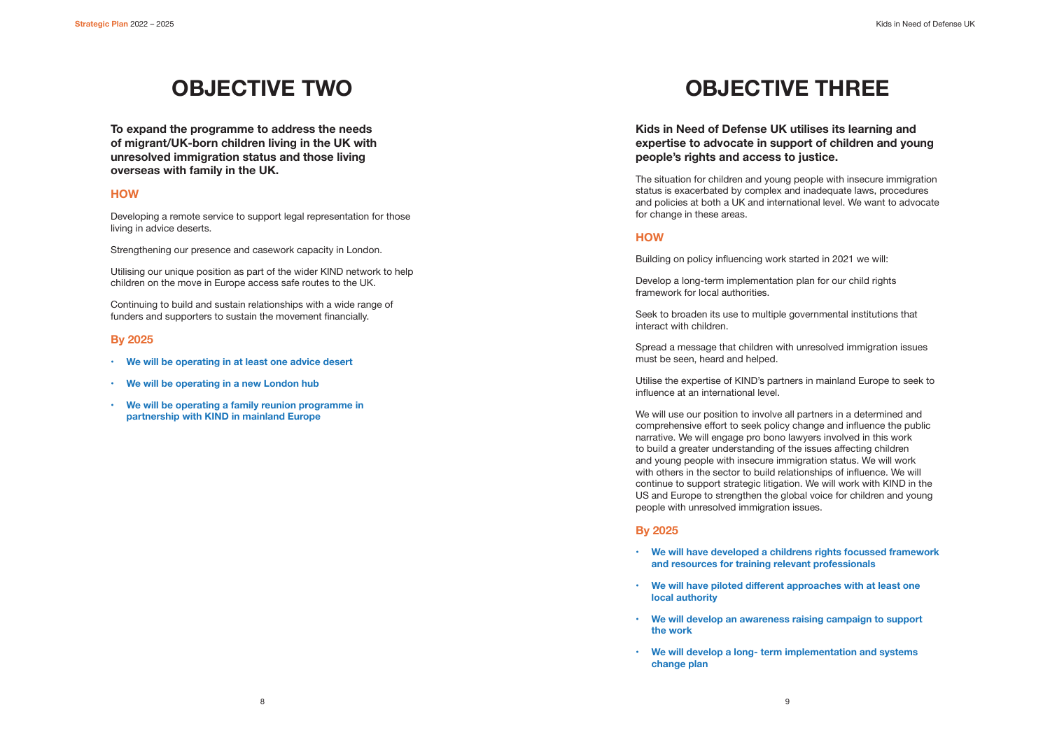# OBJECTIVE TWO

**To expand the programme to address the needs of migrant/UK-born children living in the UK with unresolved immigration status and those living overseas with family in the UK.**

## HOW

Developing a remote service to support legal representation for those living in advice deserts.

Strengthening our presence and casework capacity in London.

Utilising our unique position as part of the wider KIND network to help children on the move in Europe access safe routes to the UK.

Continuing to build and sustain relationships with a wide range of funders and supporters to sustain the movement financially.

## By 2025

- **We will be operating in at least one advice desert**
- **We will be operating in a new London hub**
- **We will be operating a family reunion programme in partnership with KIND in mainland Europe**

# OBJECTIVE THREE

**Kids in Need of Defense UK utilises its learning and expertise to advocate in support of children and young people's rights and access to justice.**

The situation for children and young people with insecure immigration status is exacerbated by complex and inadequate laws, procedures and policies at both a UK and international level. We want to advocate for change in these areas.

## HOW

Building on policy influencing work started in 2021 we will:

Develop a long-term implementation plan for our child rights framework for local authorities.

Seek to broaden its use to multiple governmental institutions that interact with children.

Spread a message that children with unresolved immigration issues must be seen, heard and helped.

Utilise the expertise of KIND's partners in mainland Europe to seek to influence at an international level.

We will use our position to involve all partners in a determined and comprehensive effort to seek policy change and influence the public narrative. We will engage pro bono lawyers involved in this work to build a greater understanding of the issues affecting children and young people with insecure immigration status. We will work with others in the sector to build relationships of influence. We will continue to support strategic litigation. We will work with KIND in the US and Europe to strengthen the global voice for children and young people with unresolved immigration issues.

## By 2025

- **We will have developed a childrens rights focussed framework and resources for training relevant professionals**
- **We will have piloted different approaches with at least one local authority**
- **We will develop an awareness raising campaign to support the work**
- **We will develop a long- term implementation and systems change plan**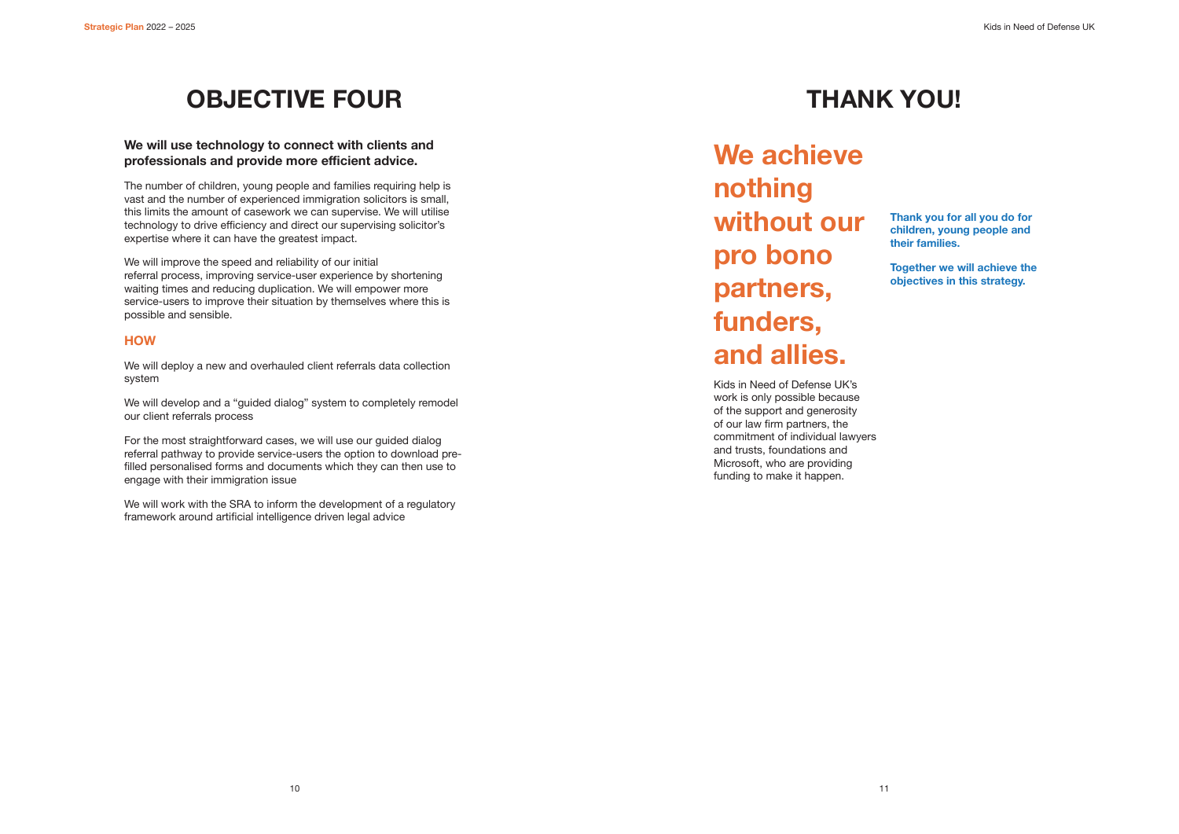# OBJECTIVE FOUR

**We will use technology to connect with clients and professionals and provide more efficient advice.**

The number of children, young people and families requiring help is vast and the number of experienced immigration solicitors is small, this limits the amount of casework we can supervise. We will utilise technology to drive efficiency and direct our supervising solicitor's expertise where it can have the greatest impact.

We will improve the speed and reliability of our initial referral process, improving service-user experience by shortening waiting times and reducing duplication. We will empower more service-users to improve their situation by themselves where this is possible and sensible.

## HOW

We will deploy a new and overhauled client referrals data collection system

We will develop and a "guided dialog" system to completely remodel our client referrals process

For the most straightforward cases, we will use our guided dialog referral pathway to provide service-users the option to download pre-filled personalised forms and documents which they can then use to engage with their immigration issue

We will work with the SRA to inform the development of a regulatory framework around artificial intelligence driven legal advice

# THANK YOU!

## We achieve nothing without our pro bono partners, funders, and allies.

Kids in Need of Defense UK's work is only possible because of the support and generosity of our law firm partners, the commitment of individual lawyers and trusts, foundations and Microsoft, who are providing funding to make it happen.

**Thank you for all you do for children, young people and their families.**

**Together we will achieve the objectives in this strategy.**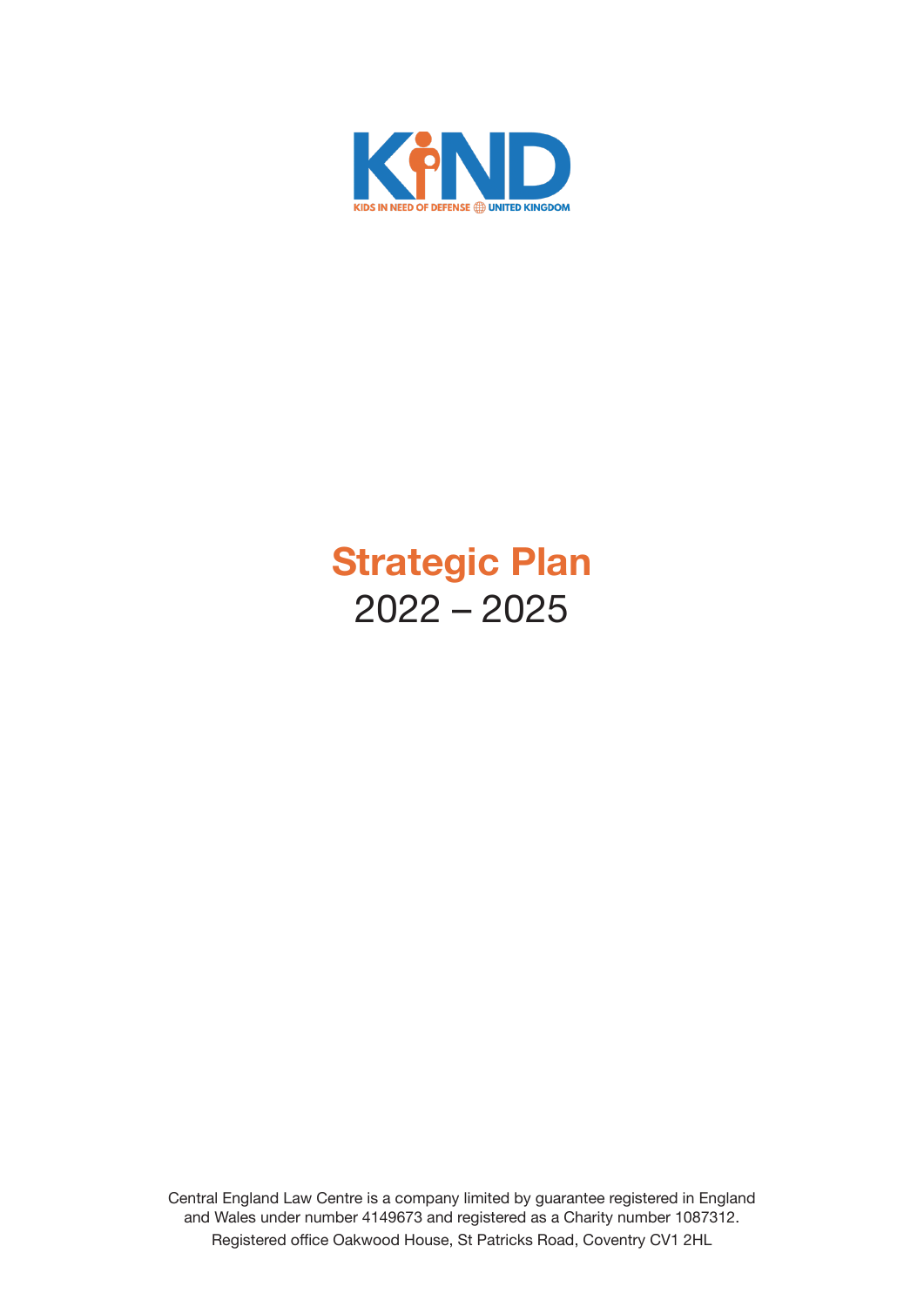KIND

KIDS IN NEED OF DEFENSE UNITED KINGDOM

# Strategic Plan
2022 – 2025

Central England Law Centre is a company limited by guarantee registered in England and Wales under number 4149673 and registered as a Charity number 1087312.
Registered office Oakwood House, St Patricks Road, Coventry CV1 2HL